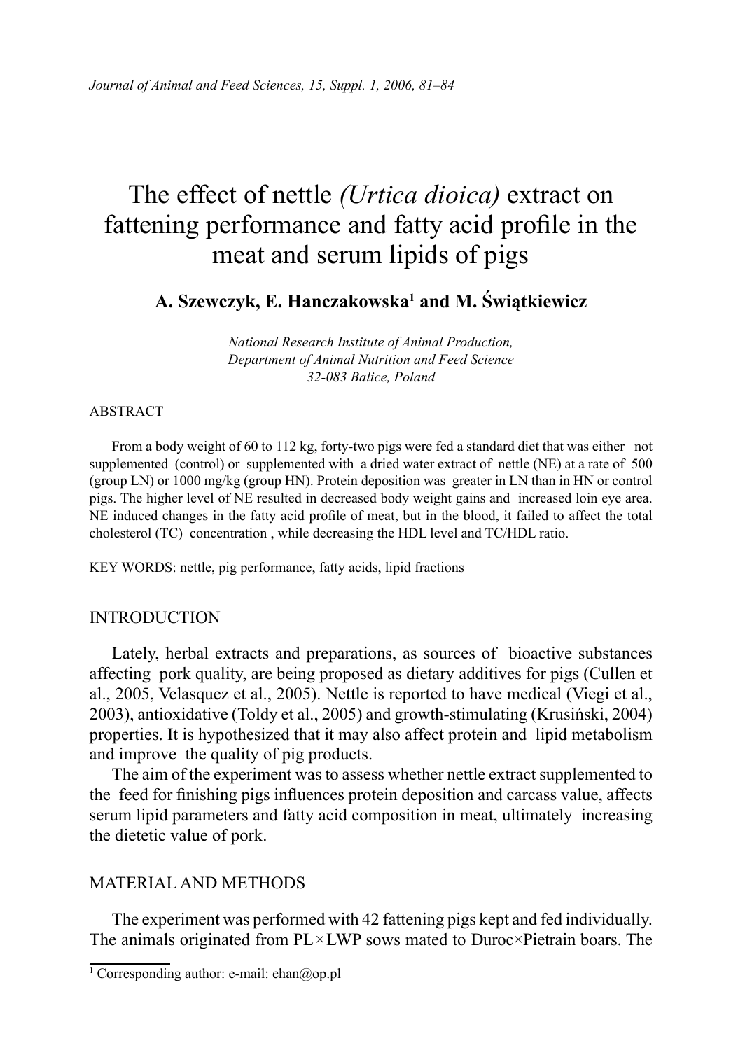# The effect of nettle *(Urtica dioica)* extract on fattening performance and fatty acid profile in the meat and serum lipids of pigs

**A. Szewczyk, E. Hanczakowska[1] and M. Świątkiewicz**

*National Research Institute of Animal Production,*
*Department of Animal Nutrition and Feed Science*
*32-083 Balice, Poland*

ABSTRACT

From a body weight of 60 to 112 kg, forty-two pigs were fed a standard diet that was either not supplemented (control) or supplemented with a dried water extract of nettle (NE) at a rate of 500 (group LN) or 1000 mg/kg (group HN). Protein deposition was greater in LN than in HN or control pigs. The higher level of NE resulted in decreased body weight gains and increased loin eye area. NE induced changes in the fatty acid profile of meat, but in the blood, it failed to affect the total cholesterol (TC) concentration , while decreasing the HDL level and TC/HDL ratio.

KEY WORDS: nettle, pig performance, fatty acids, lipid fractions

## INTRODUCTION

Lately, herbal extracts and preparations, as sources of bioactive substances affecting pork quality, are being proposed as dietary additives for pigs (Cullen et al., 2005, Velasquez et al., 2005). Nettle is reported to have medical (Viegi et al., 2003), antioxidative (Toldy et al., 2005) and growth-stimulating (Krusiński, 2004) properties. It is hypothesized that it may also affect protein and lipid metabolism and improve the quality of pig products.

The aim of the experiment was to assess whether nettle extract supplemented to the feed for finishing pigs influences protein deposition and carcass value, affects serum lipid parameters and fatty acid composition in meat, ultimately increasing the dietetic value of pork.

## MATERIAL AND METHODS

The experiment was performed with 42 fattening pigs kept and fed individually. The animals originated from PL×LWP sows mated to Duroc×Pietrain boars. The

[1] Corresponding author: e-mail: ehan@op.pl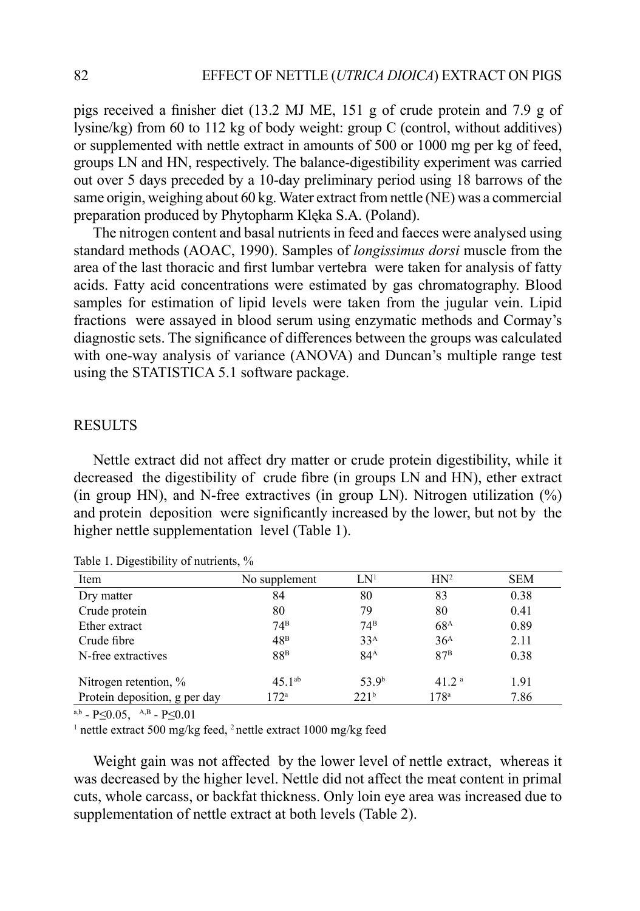pigs received a finisher diet (13.2 MJ ME, 151 g of crude protein and 7.9 g of lysine/kg) from 60 to 112 kg of body weight: group C (control, without additives) or supplemented with nettle extract in amounts of 500 or 1000 mg per kg of feed, groups LN and HN, respectively. The balance-digestibility experiment was carried out over 5 days preceded by a 10-day preliminary period using 18 barrows of the same origin, weighing about 60 kg. Water extract from nettle (NE) was a commercial preparation produced by Phytopharm Klęka S.A. (Poland).

The nitrogen content and basal nutrients in feed and faeces were analysed using standard methods (AOAC, 1990). Samples of *longissimus dorsi* muscle from the area of the last thoracic and first lumbar vertebra were taken for analysis of fatty acids. Fatty acid concentrations were estimated by gas chromatography. Blood samples for estimation of lipid levels were taken from the jugular vein. Lipid fractions were assayed in blood serum using enzymatic methods and Cormay's diagnostic sets. The significance of differences between the groups was calculated with one-way analysis of variance (ANOVA) and Duncan's multiple range test using the STATISTICA 5.1 software package.

## RESULTS

Nettle extract did not affect dry matter or crude protein digestibility, while it decreased the digestibility of crude fibre (in groups LN and HN), ether extract (in group HN), and N-free extractives (in group LN). Nitrogen utilization (%) and protein deposition were significantly increased by the lower, but not by the higher nettle supplementation level (Table 1).

Table 1. Digestibility of nutrients, %

| Item | No supplement | LN[1] | HN[2] | SEM |
|---|---|---|---|---|
| Dry matter | 84 | 80 | 83 | 0.38 |
| Crude protein | 80 | 79 | 80 | 0.41 |
| Ether extract | $74^{B}$ | $74^{B}$ | $68^{A}$ | 0.89 |
| Crude fibre | $48^{B}$ | $33^{A}$ | $36^{A}$ | 2.11 |
| N-free extractives | $88^{B}$ | $84^{A}$ | $87^{B}$ | 0.38 |
| Nitrogen retention, % | $45.1^{ab}$ | $53.9^{b}$ | $41.2^{a}$ | 1.91 |
| Protein deposition, g per day | $172^{a}$ | $221^{b}$ | $178^{a}$ | 7.86 |

$^{a,b}$ - $P \le 0.05$, $^{A,B}$ - $P \le 0.01$

[1] nettle extract 500 mg/kg feed, [2] nettle extract 1000 mg/kg feed

Weight gain was not affected by the lower level of nettle extract, whereas it was decreased by the higher level. Nettle did not affect the meat content in primal cuts, whole carcass, or backfat thickness. Only loin eye area was increased due to supplementation of nettle extract at both levels (Table 2).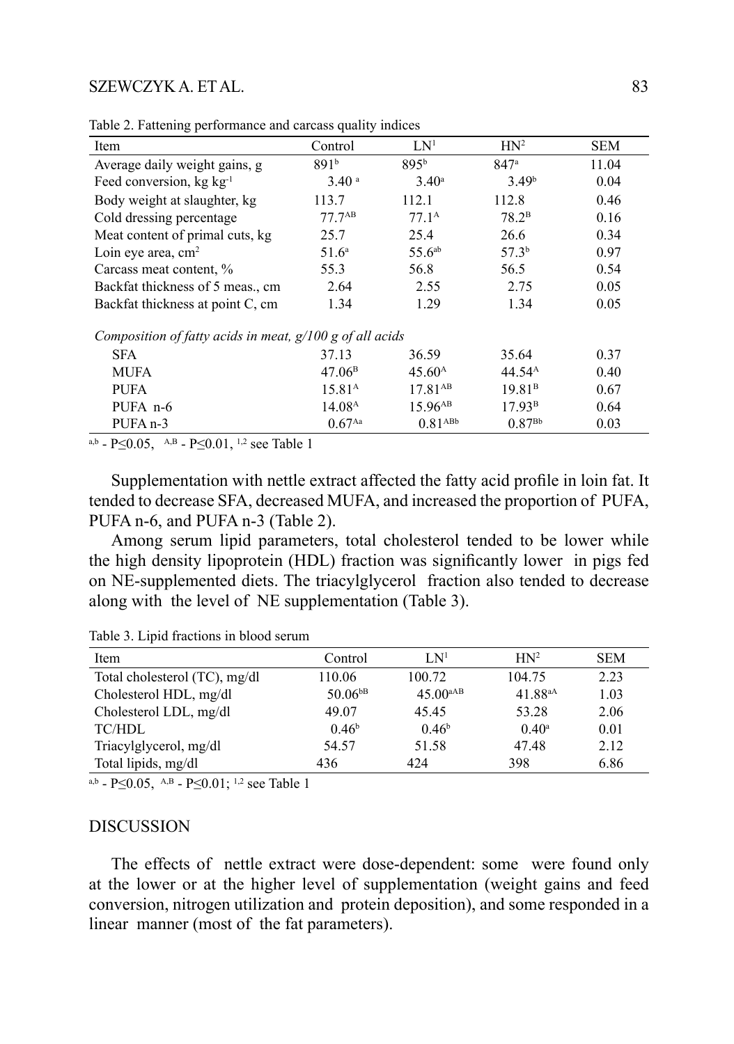Table 2. Fattening performance and carcass quality indices

| Item | Control | LN[1] | HN[2] | SEM |
|---|---|---|---|---|
| Average daily weight gains, g | 891[b] | 895[b] | 847[a] | 11.04 |
| Feed conversion, kg kg$^{-1}$ | 3.40 [a] | 3.40[a] | 3.49[b] | 0.04 |
| Body weight at slaughter, kg | 113.7 | 112.1 | 112.8 | 0.46 |
| Cold dressing percentage | 77.7[AB] | 77.1[A] | 78.2[B] | 0.16 |
| Meat content of primal cuts, kg | 25.7 | 25.4 | 26.6 | 0.34 |
| Loin eye area, cm$^2$ | 51.6[a] | 55.6[ab] | 57.3[b] | 0.97 |
| Carcass meat content, % | 55.3 | 56.8 | 56.5 | 0.54 |
| Backfat thickness of 5 meas., cm | 2.64 | 2.55 | 2.75 | 0.05 |
| Backfat thickness at point C, cm | 1.34 | 1.29 | 1.34 | 0.05 |
| *Composition of fatty acids in meat, g/100 g of all acids* | | | | |
| SFA | 37.13 | 36.59 | 35.64 | 0.37 |
| MUFA | 47.06[B] | 45.60[A] | 44.54[A] | 0.40 |
| PUFA | 15.81[A] | 17.81[AB] | 19.81[B] | 0.67 |
| PUFA n-6 | 14.08[A] | 15.96[AB] | 17.93[B] | 0.64 |
| PUFA n-3 | 0.67[Aa] | 0.81[ABb] | 0.87[Bb] | 0.03 |

[a,b] - $P \leq 0.05$, [A,B] - $P \leq 0.01$, [1,2] see Table 1

Supplementation with nettle extract affected the fatty acid profile in loin fat. It tended to decrease SFA, decreased MUFA, and increased the proportion of PUFA, PUFA n-6, and PUFA n-3 (Table 2).

Among serum lipid parameters, total cholesterol tended to be lower while the high density lipoprotein (HDL) fraction was significantly lower in pigs fed on NE-supplemented diets. The triacylglycerol fraction also tended to decrease along with the level of NE supplementation (Table 3).

Table 3. Lipid fractions in blood serum

| Item | Control | LN[1] | HN[2] | SEM |
|---|---|---|---|---|
| Total cholesterol (TC), mg/dl | 110.06 | 100.72 | 104.75 | 2.23 |
| Cholesterol HDL, mg/dl | 50.06[bB] | 45.00[aAB] | 41.88[aA] | 1.03 |
| Cholesterol LDL, mg/dl | 49.07 | 45.45 | 53.28 | 2.06 |
| TC/HDL | 0.46[b] | 0.46[b] | 0.40[a] | 0.01 |
| Triacylglycerol, mg/dl | 54.57 | 51.58 | 47.48 | 2.12 |
| Total lipids, mg/dl | 436 | 424 | 398 | 6.86 |

[a,b] - $P \leq 0.05$, [A,B] - $P \leq 0.01$; [1,2] see Table 1

## DISCUSSION

The effects of nettle extract were dose-dependent: some were found only at the lower or at the higher level of supplementation (weight gains and feed conversion, nitrogen utilization and protein deposition), and some responded in a linear manner (most of the fat parameters).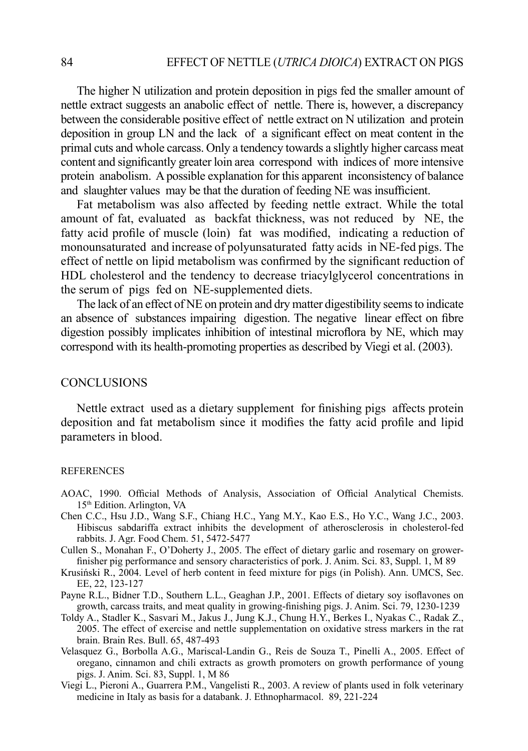The higher N utilization and protein deposition in pigs fed the smaller amount of nettle extract suggests an anabolic effect of nettle. There is, however, a discrepancy between the considerable positive effect of nettle extract on N utilization and protein deposition in group LN and the lack of a significant effect on meat content in the primal cuts and whole carcass. Only a tendency towards a slightly higher carcass meat content and significantly greater loin area correspond with indices of more intensive protein anabolism. A possible explanation for this apparent inconsistency of balance and slaughter values may be that the duration of feeding NE was insufficient.

Fat metabolism was also affected by feeding nettle extract. While the total amount of fat, evaluated as backfat thickness, was not reduced by NE, the fatty acid profile of muscle (loin) fat was modified, indicating a reduction of monounsaturated and increase of polyunsaturated fatty acids in NE-fed pigs. The effect of nettle on lipid metabolism was confirmed by the significant reduction of HDL cholesterol and the tendency to decrease triacylglycerol concentrations in the serum of pigs fed on NE-supplemented diets.

The lack of an effect of NE on protein and dry matter digestibility seems to indicate an absence of substances impairing digestion. The negative linear effect on fibre digestion possibly implicates inhibition of intestinal microflora by NE, which may correspond with its health-promoting properties as described by Viegi et al. (2003).

## CONCLUSIONS

Nettle extract used as a dietary supplement for finishing pigs affects protein deposition and fat metabolism since it modifies the fatty acid profile and lipid parameters in blood.

### REFERENCES

AOAC, 1990. Official Methods of Analysis, Association of Official Analytical Chemists. 15th Edition. Arlington, VA

Chen C.C., Hsu J.D., Wang S.F., Chiang H.C., Yang M.Y., Kao E.S., Ho Y.C., Wang J.C., 2003. Hibiscus sabdariffa extract inhibits the development of atherosclerosis in cholesterol-fed rabbits. J. Agr. Food Chem. 51, 5472-5477

Cullen S., Monahan F., O'Doherty J., 2005. The effect of dietary garlic and rosemary on grower-finisher pig performance and sensory characteristics of pork. J. Anim. Sci. 83, Suppl. 1, M 89

Krusiński R., 2004. Level of herb content in feed mixture for pigs (in Polish). Ann. UMCS, Sec. EE, 22, 123-127

Payne R.L., Bidner T.D., Southern L.L., Geaghan J.P., 2001. Effects of dietary soy isoflavones on growth, carcass traits, and meat quality in growing-finishing pigs. J. Anim. Sci. 79, 1230-1239

Toldy A., Stadler K., Sasvari M., Jakus J., Jung K.J., Chung H.Y., Berkes I., Nyakas C., Radak Z., 2005. The effect of exercise and nettle supplementation on oxidative stress markers in the rat brain. Brain Res. Bull. 65, 487-493

Velasquez G., Borbolla A.G., Mariscal-Landin G., Reis de Souza T., Pinelli A., 2005. Effect of oregano, cinnamon and chili extracts as growth promoters on growth performance of young pigs. J. Anim. Sci. 83, Suppl. 1, M 86

Viegi L., Pieroni A., Guarrera P.M., Vangelisti R., 2003. A review of plants used in folk veterinary medicine in Italy as basis for a databank. J. Ethnopharmacol. 89, 221-224